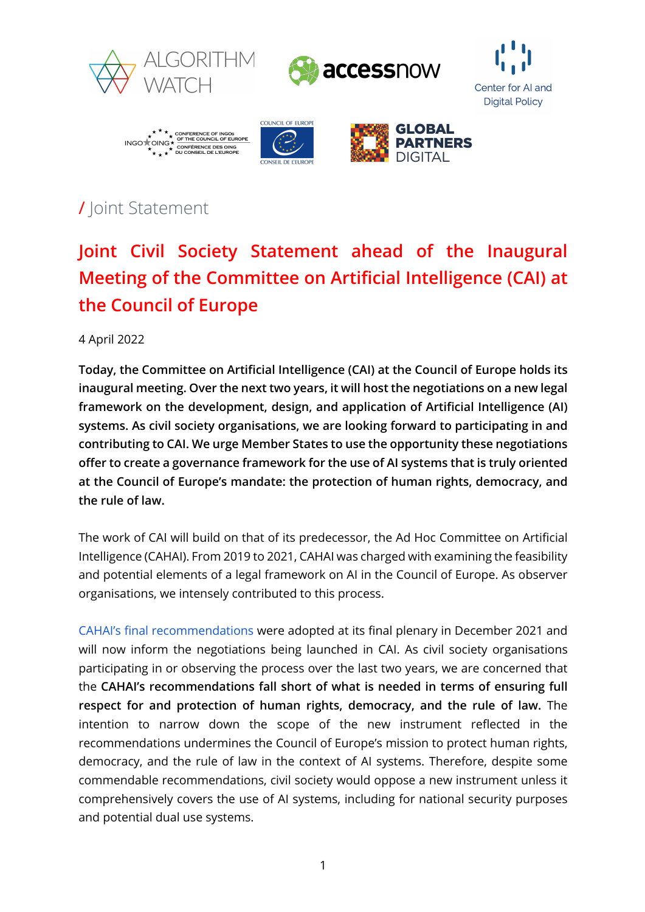/ Joint Statement

# Joint Civil Society Statement ahead of the Inaugural Meeting of the Committee on Artificial Intelligence (CAI) at the Council of Europe

4 April 2022

**Today, the Committee on Artificial Intelligence (CAI) at the Council of Europe holds its inaugural meeting. Over the next two years, it will host the negotiations on a new legal framework on the development, design, and application of Artificial Intelligence (AI) systems. As civil society organisations, we are looking forward to participating in and contributing to CAI. We urge Member States to use the opportunity these negotiations offer to create a governance framework for the use of AI systems that is truly oriented at the Council of Europe's mandate: the protection of human rights, democracy, and the rule of law.**

The work of CAI will build on that of its predecessor, the Ad Hoc Committee on Artificial Intelligence (CAHAI). From 2019 to 2021, CAHAI was charged with examining the feasibility and potential elements of a legal framework on AI in the Council of Europe. As observer organisations, we intensely contributed to this process.

CAHAI's final recommendations were adopted at its final plenary in December 2021 and will now inform the negotiations being launched in CAI. As civil society organisations participating in or observing the process over the last two years, we are concerned that the **CAHAI's recommendations fall short of what is needed in terms of ensuring full respect for and protection of human rights, democracy, and the rule of law.** The intention to narrow down the scope of the new instrument reflected in the recommendations undermines the Council of Europe's mission to protect human rights, democracy, and the rule of law in the context of AI systems. Therefore, despite some commendable recommendations, civil society would oppose a new instrument unless it comprehensively covers the use of AI systems, including for national security purposes and potential dual use systems.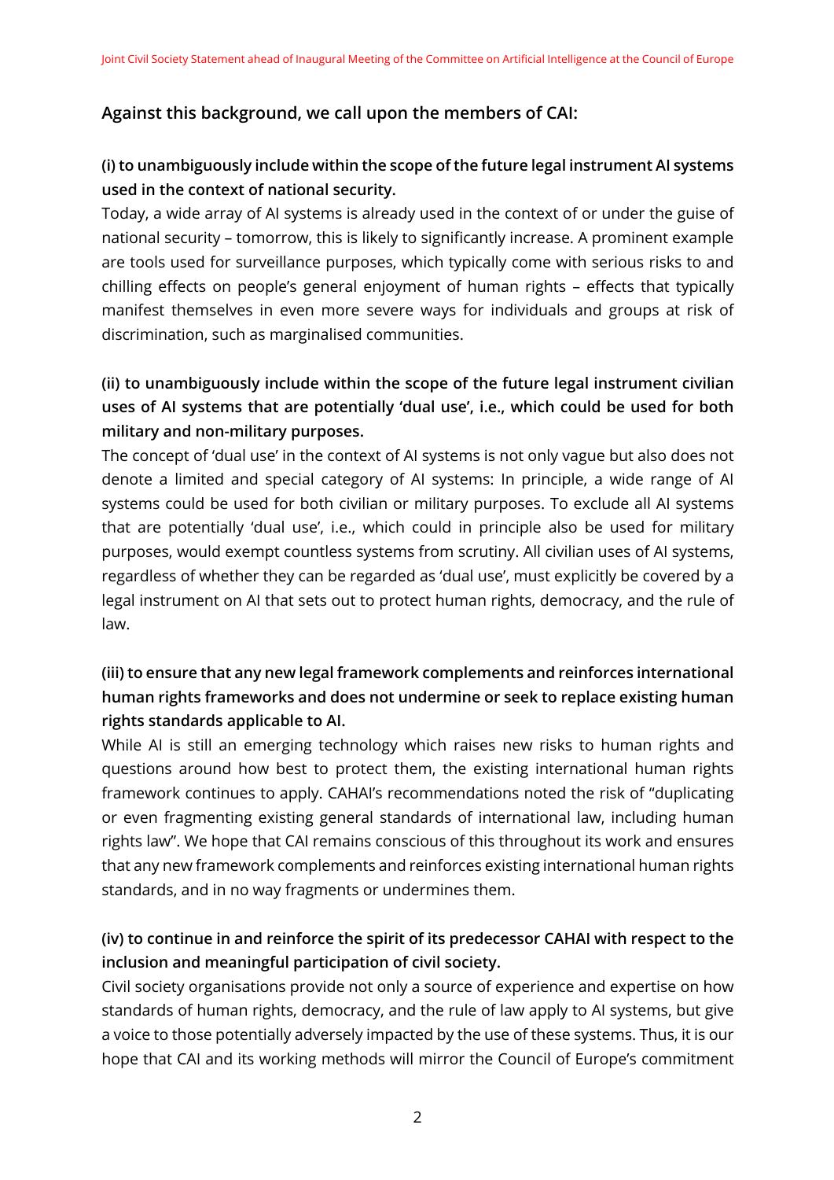**Against this background, we call upon the members of CAI:**

**(i) to unambiguously include within the scope of the future legal instrument AI systems used in the context of national security.**

Today, a wide array of AI systems is already used in the context of or under the guise of national security – tomorrow, this is likely to significantly increase. A prominent example are tools used for surveillance purposes, which typically come with serious risks to and chilling effects on people's general enjoyment of human rights – effects that typically manifest themselves in even more severe ways for individuals and groups at risk of discrimination, such as marginalised communities.

**(ii) to unambiguously include within the scope of the future legal instrument civilian uses of AI systems that are potentially 'dual use', i.e., which could be used for both military and non-military purposes.**

The concept of 'dual use' in the context of AI systems is not only vague but also does not denote a limited and special category of AI systems: In principle, a wide range of AI systems could be used for both civilian or military purposes. To exclude all AI systems that are potentially 'dual use', i.e., which could in principle also be used for military purposes, would exempt countless systems from scrutiny. All civilian uses of AI systems, regardless of whether they can be regarded as 'dual use', must explicitly be covered by a legal instrument on AI that sets out to protect human rights, democracy, and the rule of law.

**(iii) to ensure that any new legal framework complements and reinforces international human rights frameworks and does not undermine or seek to replace existing human rights standards applicable to AI.**

While AI is still an emerging technology which raises new risks to human rights and questions around how best to protect them, the existing international human rights framework continues to apply. CAHAI's recommendations noted the risk of "duplicating or even fragmenting existing general standards of international law, including human rights law". We hope that CAI remains conscious of this throughout its work and ensures that any new framework complements and reinforces existing international human rights standards, and in no way fragments or undermines them.

**(iv) to continue in and reinforce the spirit of its predecessor CAHAI with respect to the inclusion and meaningful participation of civil society.**

Civil society organisations provide not only a source of experience and expertise on how standards of human rights, democracy, and the rule of law apply to AI systems, but give a voice to those potentially adversely impacted by the use of these systems. Thus, it is our hope that CAI and its working methods will mirror the Council of Europe's commitment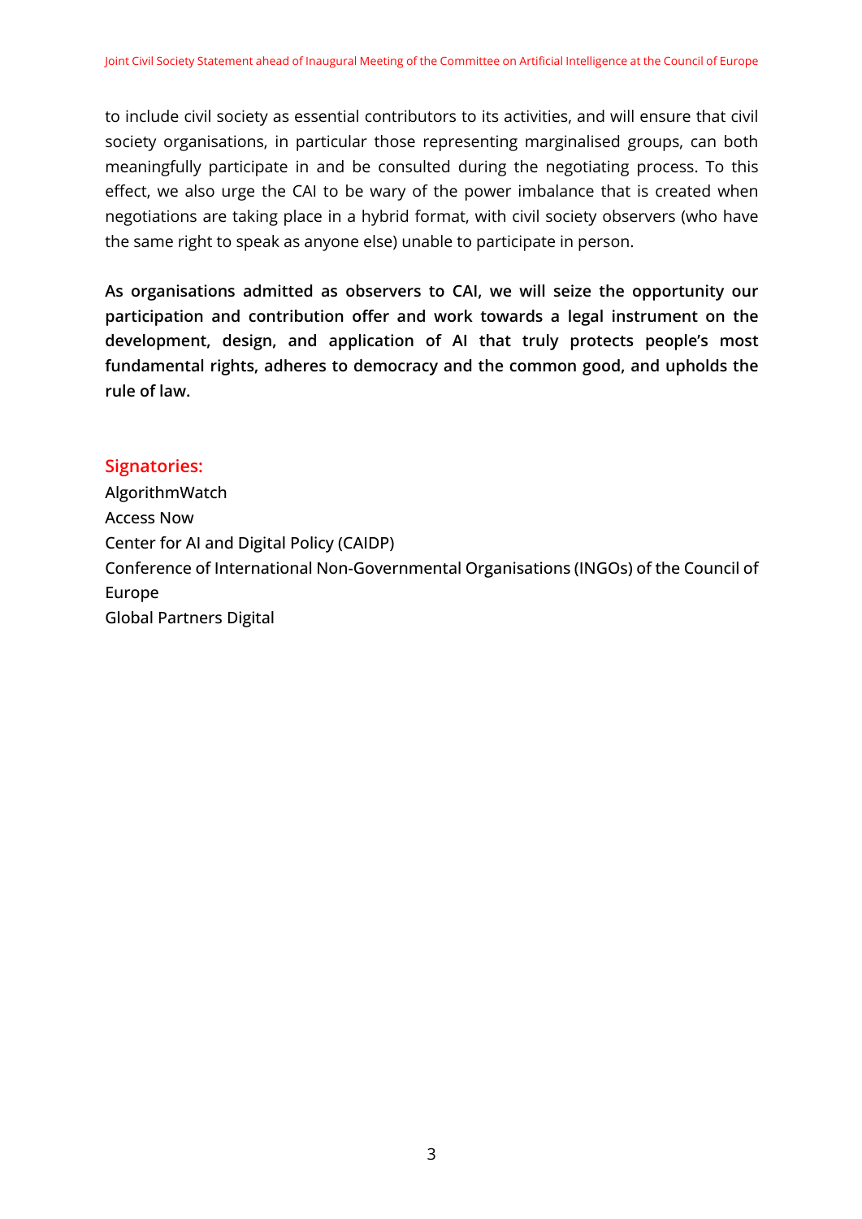to include civil society as essential contributors to its activities, and will ensure that civil society organisations, in particular those representing marginalised groups, can both meaningfully participate in and be consulted during the negotiating process. To this effect, we also urge the CAI to be wary of the power imbalance that is created when negotiations are taking place in a hybrid format, with civil society observers (who have the same right to speak as anyone else) unable to participate in person.

**As organisations admitted as observers to CAI, we will seize the opportunity our participation and contribution offer and work towards a legal instrument on the development, design, and application of AI that truly protects people's most fundamental rights, adheres to democracy and the common good, and upholds the rule of law.**

## Signatories:

AlgorithmWatch
Access Now
Center for AI and Digital Policy (CAIDP)
Conference of International Non-Governmental Organisations (INGOs) of the Council of Europe
Global Partners Digital